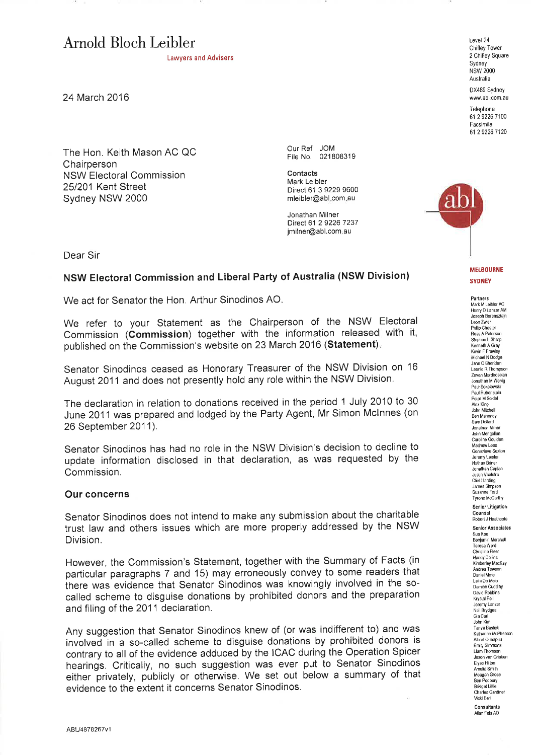# Arnold Bloch Leibler

Lawyers and Advisers

Level 24
Chifley Tower
2 Chifley Square
Sydney
NSW 2000
Australia

DX489 Sydney
www.abl.com.au

Telephone
61 2 9226 7100
Facsimile
61 2 9226 7120

24 March 2016

The Hon. Keith Mason AC QC
Chairperson
NSW Electoral Commission
25/201 Kent Street
Sydney NSW 2000

Our Ref JOM
File No. 021808319

**Contacts**
Mark Leibler
Direct 61 3 9229 9600
mleibler@abl.com.au

Jonathan Milner
Direct 61 2 9226 7237
jmilner@abl.com.au

**MELBOURNE**
**SYDNEY**

**Partners**
Mark M Leibler AC
Henry D Lanzer AM
Joseph Borensztajn
Leon Zwier
Philip Chester
Ross A Paterson
Stephen L Sharp
Kenneth A Gray
Kevin F Frawley
Michael N Dodge
Jane C Sheridan
Leonie R Thompson
Zaven Mardirossian
Jonathan M Wenig
Paul Sokolowski
Paul Rubenstein
Peter M Seidel
Alex King
John Mitchell
Ben Mahoney
Sam Dollard
Jonathan Milner
John Mengolian
Caroline Goulden
Matthew Lees
Genevieve Sexton
Jeremy Leibler
Nathan Briner
Jonathan Caplan
Justin Vaatstra
Clint Harding
James Simpson
Susanna Ford
Tyrone McCarthy

**Senior Litigation Counsel**
Robert J Heathcote

**Senior Associates**
Sue Kee
Benjamin Marshall
Teresa Ward
Christine Fleer
Nancy Collins
Kimberley MacKay
Andrea Towson
Daniel Mote
Laila De Melo
Damien Cuddihy
David Robbins
Krystal Pell
Jeremy Lanzer
Nell Brydges
Gia Cari
John Kim
Tanya Bastick
Katharine McPherson
Albert Ounapuu
Emily Simmons
Liam Thomson
Jason van Grieken
Elyse Hilton
Amelia Smith
Meagan Grose
Ben Podbury
Bridget Little
Charles Gardiner
Vicki Bell

**Consultants**
Allan Fels AO

Dear Sir

## NSW Electoral Commission and Liberal Party of Australia (NSW Division)

We act for Senator the Hon. Arthur Sinodinos AO.

We refer to your Statement as the Chairperson of the NSW Electoral Commission (**Commission**) together with the information released with it, published on the Commission's website on 23 March 2016 (**Statement**).

Senator Sinodinos ceased as Honorary Treasurer of the NSW Division on 16 August 2011 and does not presently hold any role within the NSW Division.

The declaration in relation to donations received in the period 1 July 2010 to 30 June 2011 was prepared and lodged by the Party Agent, Mr Simon McInnes (on 26 September 2011).

Senator Sinodinos has had no role in the NSW Division's decision to decline to update information disclosed in that declaration, as was requested by the Commission.

### Our concerns

Senator Sinodinos does not intend to make any submission about the charitable trust law and others issues which are more properly addressed by the NSW Division.

However, the Commission's Statement, together with the Summary of Facts (in particular paragraphs 7 and 15) may erroneously convey to some readers that there was evidence that Senator Sinodinos was knowingly involved in the so-called scheme to disguise donations by prohibited donors and the preparation and filing of the 2011 declaration.

Any suggestion that Senator Sinodinos knew of (or was indifferent to) and was involved in a so-called scheme to disguise donations by prohibited donors is contrary to all of the evidence adduced by the ICAC during the Operation Spicer hearings. Critically, no such suggestion was ever put to Senator Sinodinos either privately, publicly or otherwise. We set out below a summary of that evidence to the extent it concerns Senator Sinodinos.

ABL/4878267v1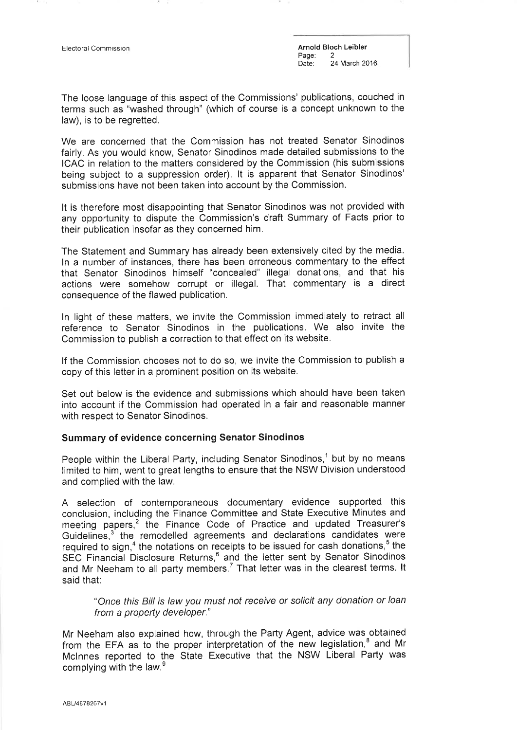The loose language of this aspect of the Commissions' publications, couched in terms such as "washed through" (which of course is a concept unknown to the law), is to be regretted.

We are concerned that the Commission has not treated Senator Sinodinos fairly. As you would know, Senator Sinodinos made detailed submissions to the ICAC in relation to the matters considered by the Commission (his submissions being subject to a suppression order). It is apparent that Senator Sinodinos' submissions have not been taken into account by the Commission.

It is therefore most disappointing that Senator Sinodinos was not provided with any opportunity to dispute the Commission's draft Summary of Facts prior to their publication insofar as they concerned him.

The Statement and Summary has already been extensively cited by the media. In a number of instances, there has been erroneous commentary to the effect that Senator Sinodinos himself "concealed" illegal donations, and that his actions were somehow corrupt or illegal. That commentary is a direct consequence of the flawed publication.

In light of these matters, we invite the Commission immediately to retract all reference to Senator Sinodinos in the publications. We also invite the Commission to publish a correction to that effect on its website.

If the Commission chooses not to do so, we invite the Commission to publish a copy of this letter in a prominent position on its website.

Set out below is the evidence and submissions which should have been taken into account if the Commission had operated in a fair and reasonable manner with respect to Senator Sinodinos.

**Summary of evidence concerning Senator Sinodinos**

People within the Liberal Party, including Senator Sinodinos,[1] but by no means limited to him, went to great lengths to ensure that the NSW Division understood and complied with the law.

A selection of contemporaneous documentary evidence supported this conclusion, including the Finance Committee and State Executive Minutes and meeting papers,[2] the Finance Code of Practice and updated Treasurer's Guidelines,[3] the remodelled agreements and declarations candidates were required to sign,[4] the notations on receipts to be issued for cash donations,[5] the SEC Financial Disclosure Returns,[6] and the letter sent by Senator Sinodinos and Mr Neeham to all party members.[7] That letter was in the clearest terms. It said that:

> *"Once this Bill is law you must not receive or solicit any donation or loan from a property developer."*

Mr Neeham also explained how, through the Party Agent, advice was obtained from the EFA as to the proper interpretation of the new legislation,[8] and Mr McInnes reported to the State Executive that the NSW Liberal Party was complying with the law.[9]

ABL/4878267v1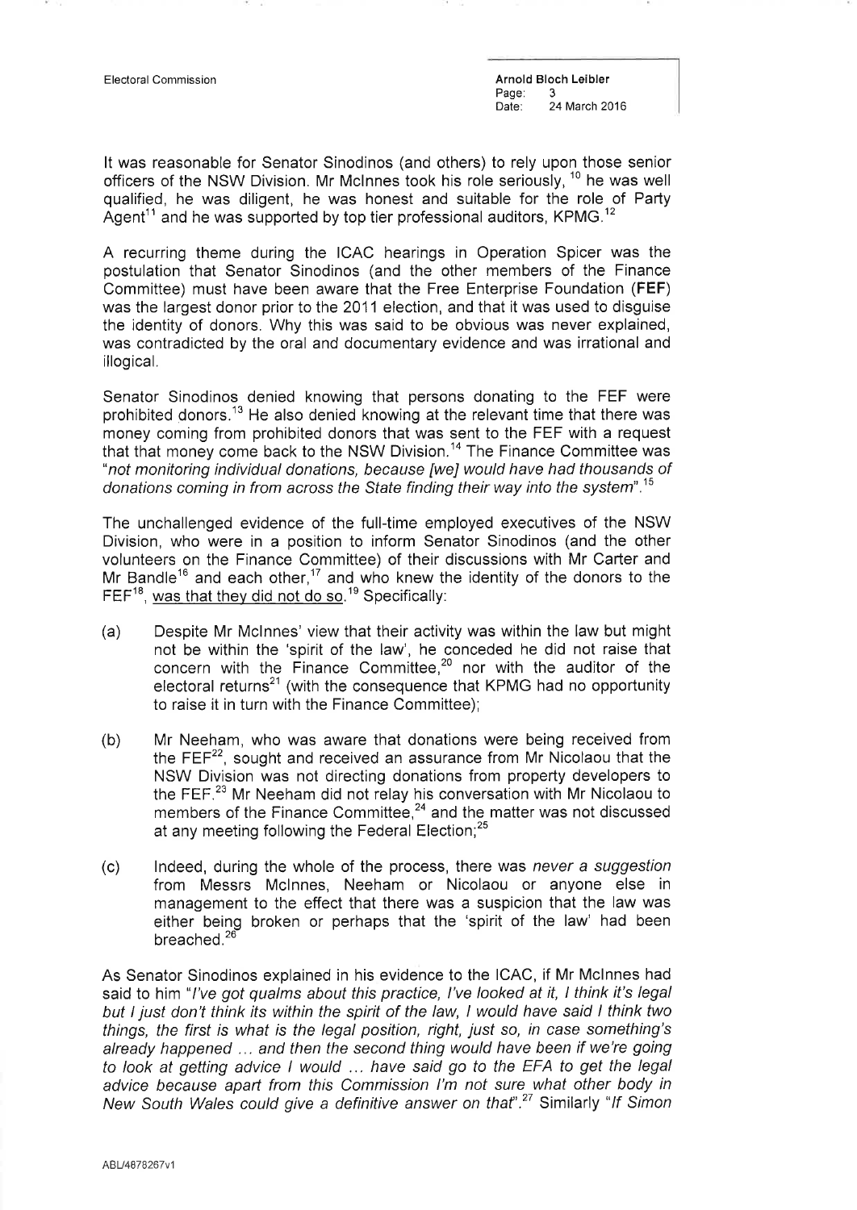It was reasonable for Senator Sinodinos (and others) to rely upon those senior officers of the NSW Division. Mr McInnes took his role seriously, [10] he was well qualified, he was diligent, he was honest and suitable for the role of Party Agent[11] and he was supported by top tier professional auditors, KPMG.[12]

A recurring theme during the ICAC hearings in Operation Spicer was the postulation that Senator Sinodinos (and the other members of the Finance Committee) must have been aware that the Free Enterprise Foundation (**FEF**) was the largest donor prior to the 2011 election, and that it was used to disguise the identity of donors. Why this was said to be obvious was never explained, was contradicted by the oral and documentary evidence and was irrational and illogical.

Senator Sinodinos denied knowing that persons donating to the FEF were prohibited donors.[13] He also denied knowing at the relevant time that there was money coming from prohibited donors that was sent to the FEF with a request that that money come back to the NSW Division.[14] The Finance Committee was "*not monitoring individual donations, because [we] would have had thousands of donations coming in from across the State finding their way into the system*".[15]

The unchallenged evidence of the full-time employed executives of the NSW Division, who were in a position to inform Senator Sinodinos (and the other volunteers on the Finance Committee) of their discussions with Mr Carter and Mr Bandle[16] and each other,[17] and who knew the identity of the donors to the FEF[18], <u>was that they did not do so</u>.[19] Specifically:

(a) Despite Mr McInnes' view that their activity was within the law but might not be within the 'spirit of the law', he conceded he did not raise that concern with the Finance Committee,[20] nor with the auditor of the electoral returns[21] (with the consequence that KPMG had no opportunity to raise it in turn with the Finance Committee);

(b) Mr Neeham, who was aware that donations were being received from the FEF[22], sought and received an assurance from Mr Nicolaou that the NSW Division was not directing donations from property developers to the FEF.[23] Mr Neeham did not relay his conversation with Mr Nicolaou to members of the Finance Committee,[24] and the matter was not discussed at any meeting following the Federal Election;[25]

(c) Indeed, during the whole of the process, there was *never a suggestion* from Messrs McInnes, Neeham or Nicolaou or anyone else in management to the effect that there was a suspicion that the law was either being broken or perhaps that the 'spirit of the law' had been breached.[26]

As Senator Sinodinos explained in his evidence to the ICAC, if Mr McInnes had said to him "*I've got qualms about this practice, I've looked at it, I think it's legal but I just don't think its within the spirit of the law, I would have said I think two things, the first is what is the legal position, right, just so, in case something's already happened ... and then the second thing would have been if we're going to look at getting advice I would ... have said go to the EFA to get the legal advice because apart from this Commission I'm not sure what other body in New South Wales could give a definitive answer on that*".[27] Similarly "*If Simon*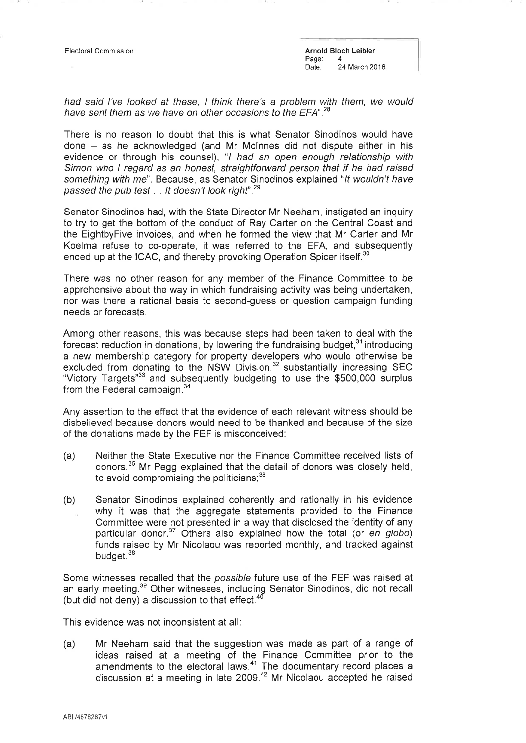*had said I've looked at these, I think there's a problem with them, we would have sent them as we have on other occasions to the EFA"*.[28]

There is no reason to doubt that this is what Senator Sinodinos would have done – as he acknowledged (and Mr McInnes did not dispute either in his evidence or through his counsel), "*I had an open enough relationship with Simon who I regard as an honest, straightforward person that if he had raised something with me*". Because, as Senator Sinodinos explained "*It wouldn't have passed the pub test ... It doesn't look right*".[29]

Senator Sinodinos had, with the State Director Mr Neeham, instigated an inquiry to try to get the bottom of the conduct of Ray Carter on the Central Coast and the EightbyFive invoices, and when he formed the view that Mr Carter and Mr Koelma refuse to co-operate, it was referred to the EFA, and subsequently ended up at the ICAC, and thereby provoking Operation Spicer itself.[30]

There was no other reason for any member of the Finance Committee to be apprehensive about the way in which fundraising activity was being undertaken, nor was there a rational basis to second-guess or question campaign funding needs or forecasts.

Among other reasons, this was because steps had been taken to deal with the forecast reduction in donations, by lowering the fundraising budget,[31] introducing a new membership category for property developers who would otherwise be excluded from donating to the NSW Division,[32] substantially increasing SEC "Victory Targets"[33] and subsequently budgeting to use the $500,000 surplus from the Federal campaign.[34]

Any assertion to the effect that the evidence of each relevant witness should be disbelieved because donors would need to be thanked and because of the size of the donations made by the FEF is misconceived:

(a) Neither the State Executive nor the Finance Committee received lists of donors.[35] Mr Pegg explained that the detail of donors was closely held, to avoid compromising the politicians;[36]

(b) Senator Sinodinos explained coherently and rationally in his evidence why it was that the aggregate statements provided to the Finance Committee were not presented in a way that disclosed the identity of any particular donor.[37] Others also explained how the total (or *en globo*) funds raised by Mr Nicolaou was reported monthly, and tracked against budget.[38]

Some witnesses recalled that the *possible* future use of the FEF was raised at an early meeting.[39] Other witnesses, including Senator Sinodinos, did not recall (but did not deny) a discussion to that effect.[40]

This evidence was not inconsistent at all:

(a) Mr Neeham said that the suggestion was made as part of a range of ideas raised at a meeting of the Finance Committee prior to the amendments to the electoral laws.[41] The documentary record places a discussion at a meeting in late 2009.[42] Mr Nicolaou accepted he raised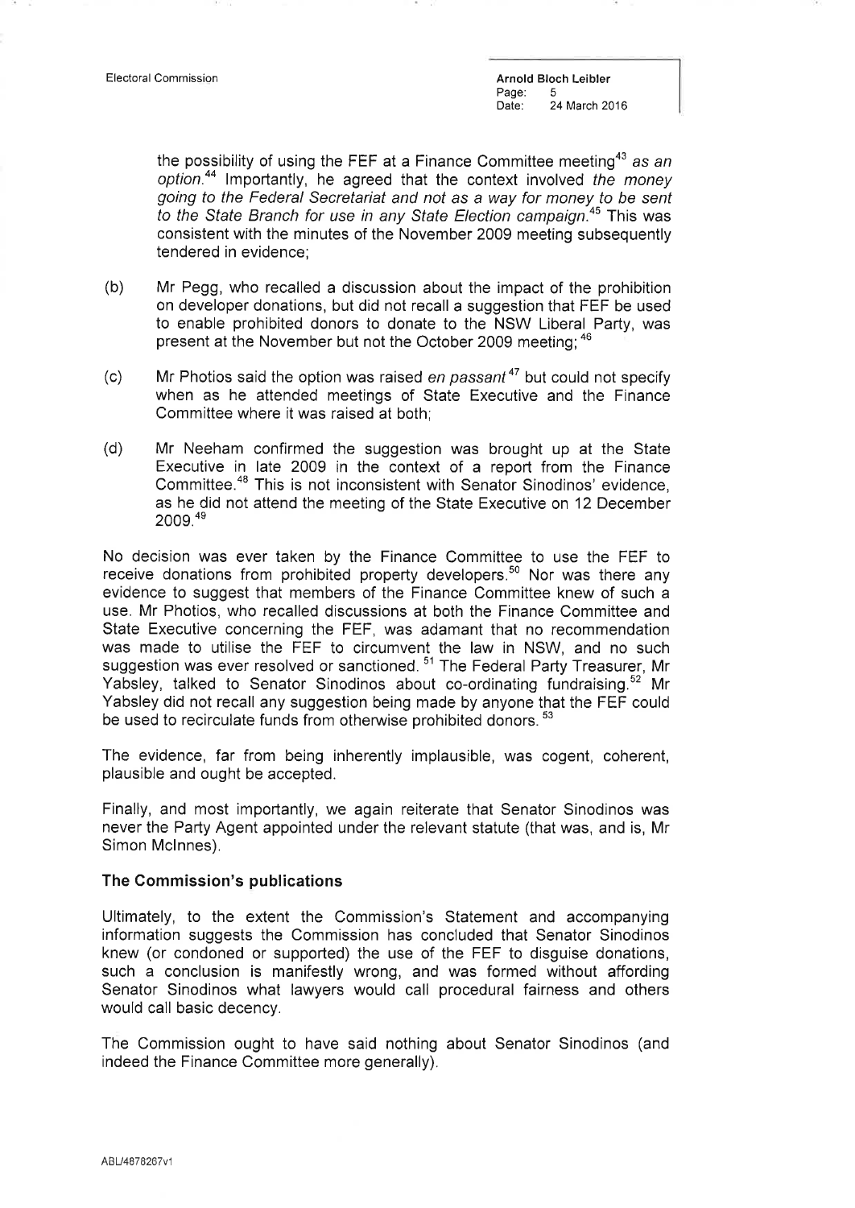the possibility of using the FEF at a Finance Committee meeting[43] *as an option*.[44] Importantly, he agreed that the context involved *the money going to the Federal Secretariat and not as a way for money to be sent to the State Branch for use in any State Election campaign*.[45] This was consistent with the minutes of the November 2009 meeting subsequently tendered in evidence;

(b) Mr Pegg, who recalled a discussion about the impact of the prohibition on developer donations, but did not recall a suggestion that FEF be used to enable prohibited donors to donate to the NSW Liberal Party, was present at the November but not the October 2009 meeting; [46]

(c) Mr Photios said the option was raised *en passant*[47] but could not specify when as he attended meetings of State Executive and the Finance Committee where it was raised at both;

(d) Mr Neeham confirmed the suggestion was brought up at the State Executive in late 2009 in the context of a report from the Finance Committee.[48] This is not inconsistent with Senator Sinodinos' evidence, as he did not attend the meeting of the State Executive on 12 December 2009.[49]

No decision was ever taken by the Finance Committee to use the FEF to receive donations from prohibited property developers.[50] Nor was there any evidence to suggest that members of the Finance Committee knew of such a use. Mr Photios, who recalled discussions at both the Finance Committee and State Executive concerning the FEF, was adamant that no recommendation was made to utilise the FEF to circumvent the law in NSW, and no such suggestion was ever resolved or sanctioned. [51] The Federal Party Treasurer, Mr Yabsley, talked to Senator Sinodinos about co-ordinating fundraising.[52] Mr Yabsley did not recall any suggestion being made by anyone that the FEF could be used to recirculate funds from otherwise prohibited donors. [53]

The evidence, far from being inherently implausible, was cogent, coherent, plausible and ought be accepted.

Finally, and most importantly, we again reiterate that Senator Sinodinos was never the Party Agent appointed under the relevant statute (that was, and is, Mr Simon McInnes).

**The Commission's publications**

Ultimately, to the extent the Commission's Statement and accompanying information suggests the Commission has concluded that Senator Sinodinos knew (or condoned or supported) the use of the FEF to disguise donations, such a conclusion is manifestly wrong, and was formed without affording Senator Sinodinos what lawyers would call procedural fairness and others would call basic decency.

The Commission ought to have said nothing about Senator Sinodinos (and indeed the Finance Committee more generally).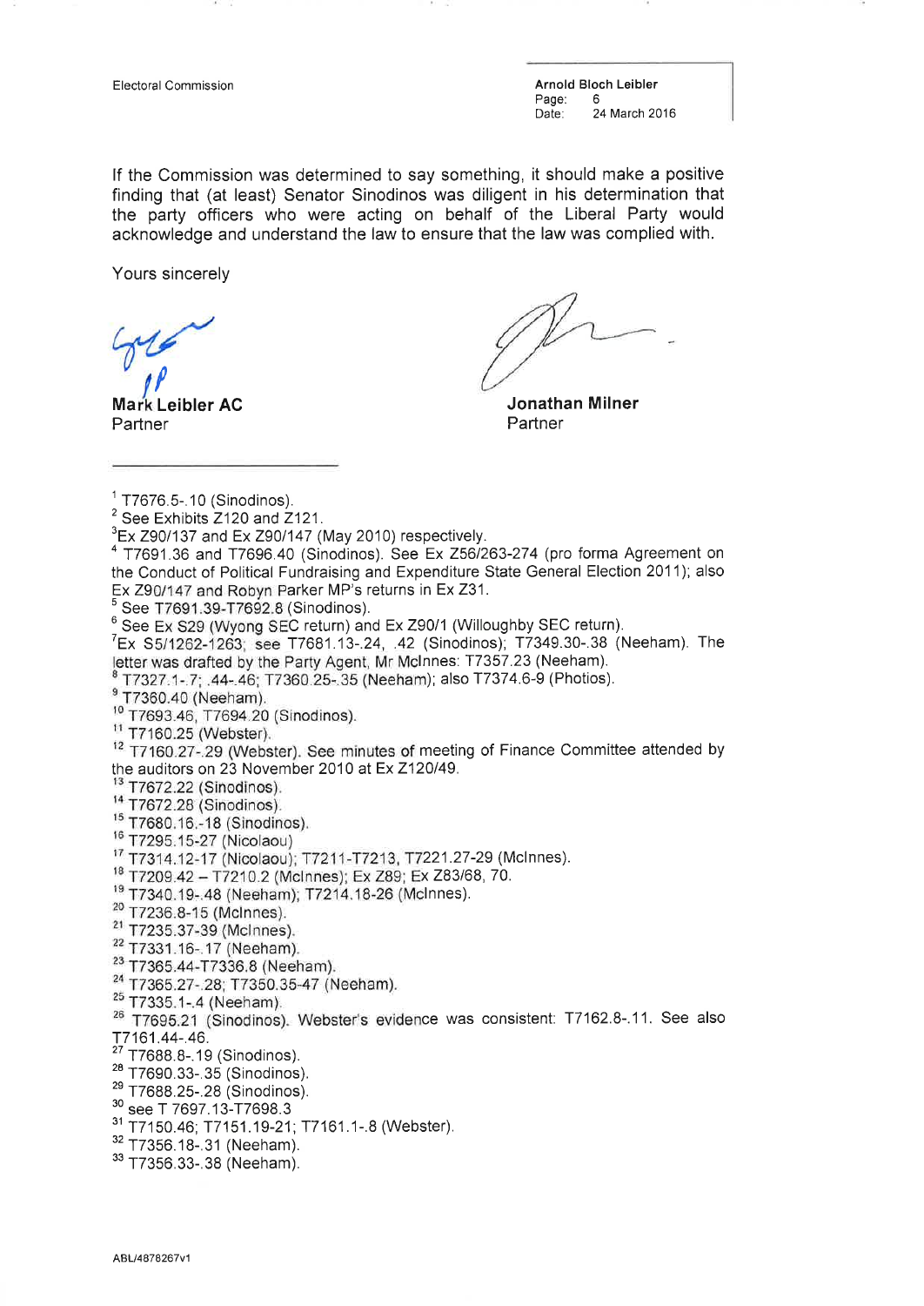If the Commission was determined to say something, it should make a positive finding that (at least) Senator Sinodinos was diligent in his determination that the party officers who were acting on behalf of the Liberal Party would acknowledge and understand the law to ensure that the law was complied with.

Yours sincerely

**Mark Leibler AC**
Partner

**Jonathan Milner**
Partner

---

[1] T7676.5-.10 (Sinodinos).
[2] See Exhibits Z120 and Z121.
[3] Ex Z90/137 and Ex Z90/147 (May 2010) respectively.
[4] T7691.36 and T7696.40 (Sinodinos). See Ex Z56/263-274 (pro forma Agreement on the Conduct of Political Fundraising and Expenditure State General Election 2011); also Ex Z90/147 and Robyn Parker MP's returns in Ex Z31.
[5] See T7691.39-T7692.8 (Sinodinos).
[6] See Ex S29 (Wyong SEC return) and Ex Z90/1 (Willoughby SEC return).
[7] Ex S5/1262-1263; see T7681.13-.24, .42 (Sinodinos); T7349.30-.38 (Neeham). The letter was drafted by the Party Agent, Mr McInnes: T7357.23 (Neeham).
[8] T7327.1-.7; .44-.46; T7360.25-.35 (Neeham); also T7374.6-9 (Photios).
[9] T7360.40 (Neeham).
[10] T7693.46, T7694.20 (Sinodinos).
[11] T7160.25 (Webster).
[12] T7160.27-.29 (Webster). See minutes of meeting of Finance Committee attended by the auditors on 23 November 2010 at Ex Z120/49.
[13] T7672.22 (Sinodinos).
[14] T7672.28 (Sinodinos).
[15] T7680.16.-18 (Sinodinos).
[16] T7295.15-27 (Nicolaou)
[17] T7314.12-17 (Nicolaou); T7211-T7213, T7221.27-29 (McInnes).
[18] T7209.42 – T7210.2 (McInnes); Ex Z89; Ex Z83/68, 70.
[19] T7340.19-.48 (Neeham); T7214.18-26 (McInnes).
[20] T7236.8-15 (McInnes).
[21] T7235.37-39 (McInnes).
[22] T7331.16-.17 (Neeham).
[23] T7365.44-T7336.8 (Neeham).
[24] T7365.27-.28; T7350.35-47 (Neeham).
[25] T7335.1-.4 (Neeham).
[26] T7695.21 (Sinodinos). Webster's evidence was consistent: T7162.8-.11. See also T7161.44-.46.
[27] T7688.8-.19 (Sinodinos).
[28] T7690.33-.35 (Sinodinos).
[29] T7688.25-.28 (Sinodinos).
[30] see T 7697.13-T7698.3
[31] T7150.46; T7151.19-21; T7161.1-.8 (Webster).
[32] T7356.18-.31 (Neeham).
[33] T7356.33-.38 (Neeham).

ABL/4878267v1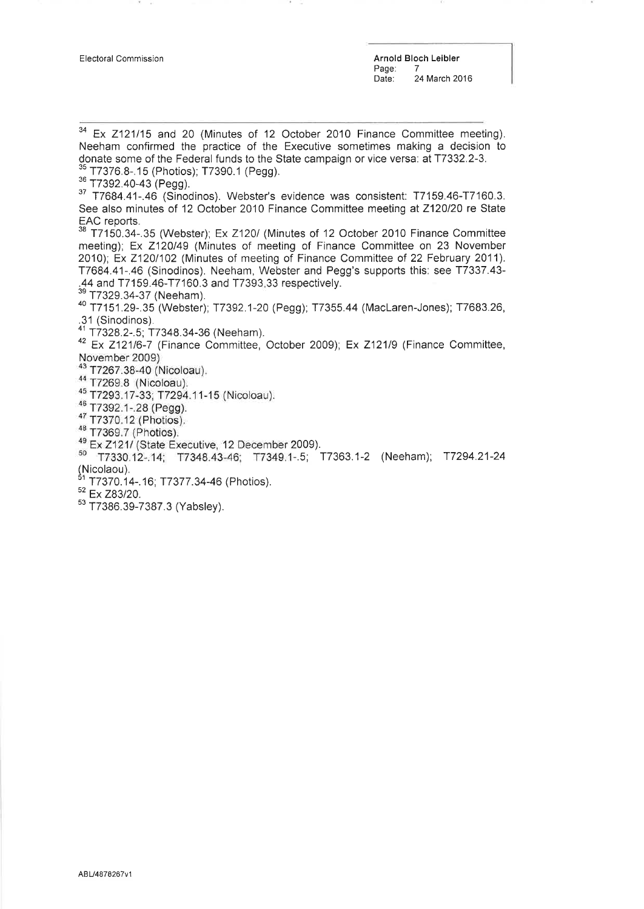[34] Ex Z121/15 and 20 (Minutes of 12 October 2010 Finance Committee meeting). Neeham confirmed the practice of the Executive sometimes making a decision to donate some of the Federal funds to the State campaign or vice versa: at T7332.2-3.

[35] T7376.8-.15 (Photios); T7390.1 (Pegg).

[36] T7392.40-43 (Pegg).

[37] T7684.41-.46 (Sinodinos). Webster's evidence was consistent: T7159.46-T7160.3. See also minutes of 12 October 2010 Finance Committee meeting at Z120/20 re State EAC reports.

[38] T7150.34-.35 (Webster); Ex Z120/ (Minutes of 12 October 2010 Finance Committee meeting); Ex Z120/49 (Minutes of meeting of Finance Committee on 23 November 2010); Ex Z120/102 (Minutes of meeting of Finance Committee of 22 February 2011). T7684.41-.46 (Sinodinos). Neeham, Webster and Pegg's supports this: see T7337.43-.44 and T7159.46-T7160.3 and T7393.33 respectively.

[39] T7329.34-37 (Neeham).

[40] T7151.29-.35 (Webster); T7392.1-20 (Pegg); T7355.44 (MacLaren-Jones); T7683.26, .31 (Sinodinos).

[41] T7328.2-.5; T7348.34-36 (Neeham).

[42] Ex Z121/6-7 (Finance Committee, October 2009); Ex Z121/9 (Finance Committee, November 2009)

[43] T7267.38-40 (Nicoloau).

[44] T7269.8 (Nicoloau).

[45] T7293.17-33; T7294.11-15 (Nicoloau).

[46] T7392.1-.28 (Pegg).

[47] T7370.12 (Photios).

[48] T7369.7 (Photios).

[49] Ex Z121/ (State Executive, 12 December 2009).

[50] T7330.12-.14; T7348.43-46; T7349.1-.5; T7363.1-2 (Neeham); T7294.21-24 (Nicolaou).

[51] T7370.14-.16; T7377.34-46 (Photios).

[52] Ex Z83/20.

[53] T7386.39-7387.3 (Yabsley).